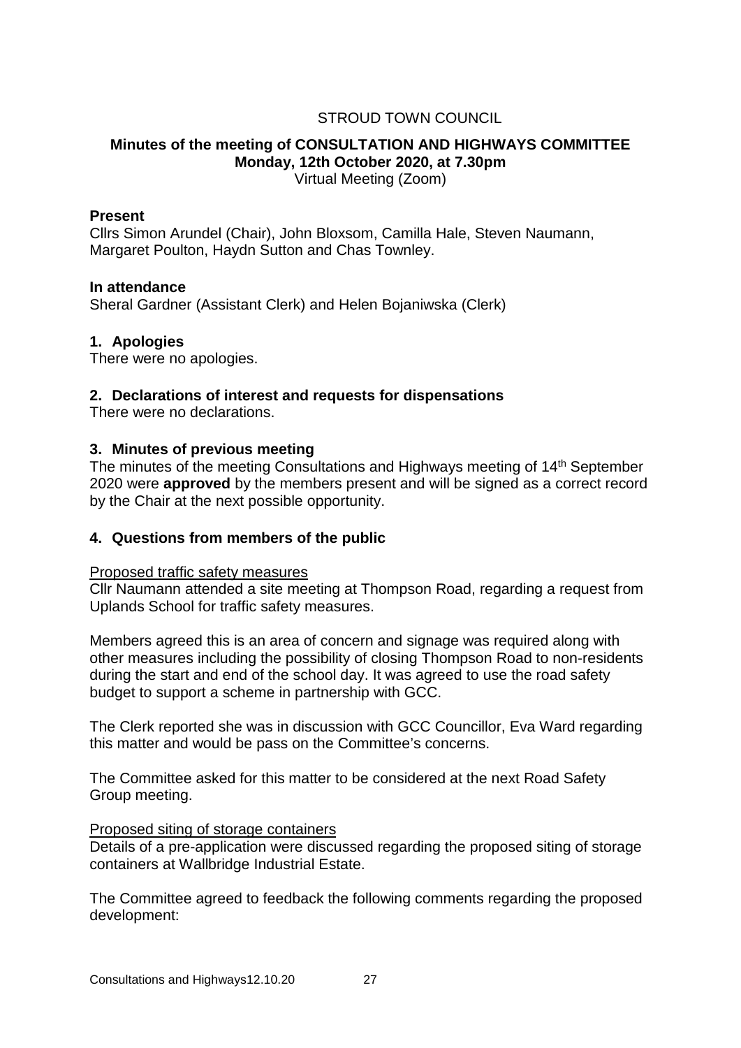STROUD TOWN COUNCIL

# Minutes of the meeting of CONSULTATION AND HIGHWAYS COMMITTEE
## Monday, 12th October 2020, at 7.30pm

Virtual Meeting (Zoom)

**Present**

Cllrs Simon Arundel (Chair), John Bloxsom, Camilla Hale, Steven Naumann, Margaret Poulton, Haydn Sutton and Chas Townley.

**In attendance**

Sheral Gardner (Assistant Clerk) and Helen Bojaniwska (Clerk)

### 1. Apologies

There were no apologies.

### 2. Declarations of interest and requests for dispensations

There were no declarations.

### 3. Minutes of previous meeting

The minutes of the meeting Consultations and Highways meeting of 14th September 2020 were **approved** by the members present and will be signed as a correct record by the Chair at the next possible opportunity.

### 4. Questions from members of the public

Proposed traffic safety measures

Cllr Naumann attended a site meeting at Thompson Road, regarding a request from Uplands School for traffic safety measures.

Members agreed this is an area of concern and signage was required along with other measures including the possibility of closing Thompson Road to non-residents during the start and end of the school day. It was agreed to use the road safety budget to support a scheme in partnership with GCC.

The Clerk reported she was in discussion with GCC Councillor, Eva Ward regarding this matter and would be pass on the Committee's concerns.

The Committee asked for this matter to be considered at the next Road Safety Group meeting.

Proposed siting of storage containers

Details of a pre-application were discussed regarding the proposed siting of storage containers at Wallbridge Industrial Estate.

The Committee agreed to feedback the following comments regarding the proposed development: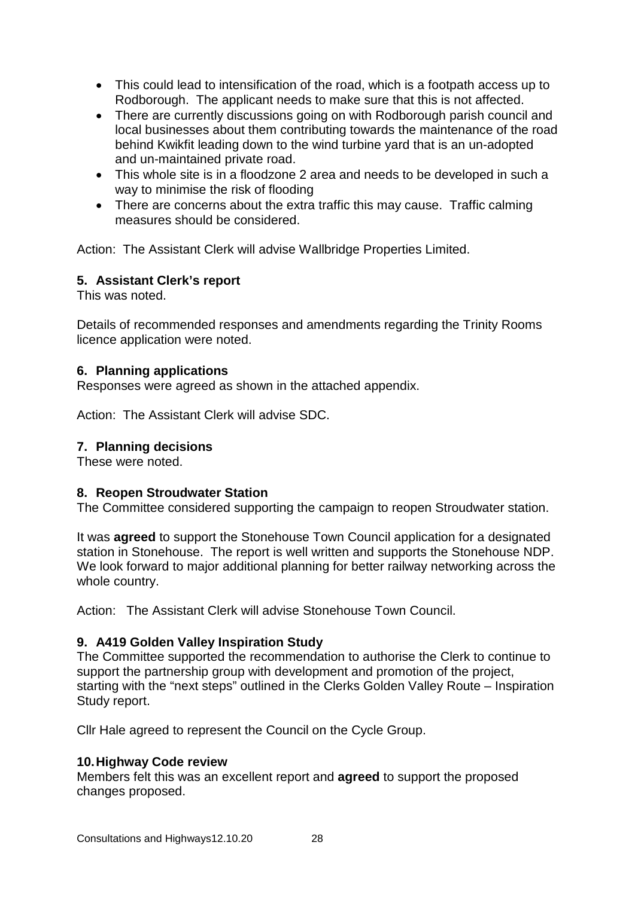- This could lead to intensification of the road, which is a footpath access up to Rodborough. The applicant needs to make sure that this is not affected.
- There are currently discussions going on with Rodborough parish council and local businesses about them contributing towards the maintenance of the road behind Kwikfit leading down to the wind turbine yard that is an un-adopted and un-maintained private road.
- This whole site is in a floodzone 2 area and needs to be developed in such a way to minimise the risk of flooding
- There are concerns about the extra traffic this may cause. Traffic calming measures should be considered.

Action: The Assistant Clerk will advise Wallbridge Properties Limited.

**5. Assistant Clerk's report**

This was noted.

Details of recommended responses and amendments regarding the Trinity Rooms licence application were noted.

**6. Planning applications**

Responses were agreed as shown in the attached appendix.

Action: The Assistant Clerk will advise SDC.

**7. Planning decisions**

These were noted.

**8. Reopen Stroudwater Station**

The Committee considered supporting the campaign to reopen Stroudwater station.

It was **agreed** to support the Stonehouse Town Council application for a designated station in Stonehouse. The report is well written and supports the Stonehouse NDP. We look forward to major additional planning for better railway networking across the whole country.

Action: The Assistant Clerk will advise Stonehouse Town Council.

**9. A419 Golden Valley Inspiration Study**

The Committee supported the recommendation to authorise the Clerk to continue to support the partnership group with development and promotion of the project, starting with the "next steps" outlined in the Clerks Golden Valley Route – Inspiration Study report.

Cllr Hale agreed to represent the Council on the Cycle Group.

**10. Highway Code review**

Members felt this was an excellent report and **agreed** to support the proposed changes proposed.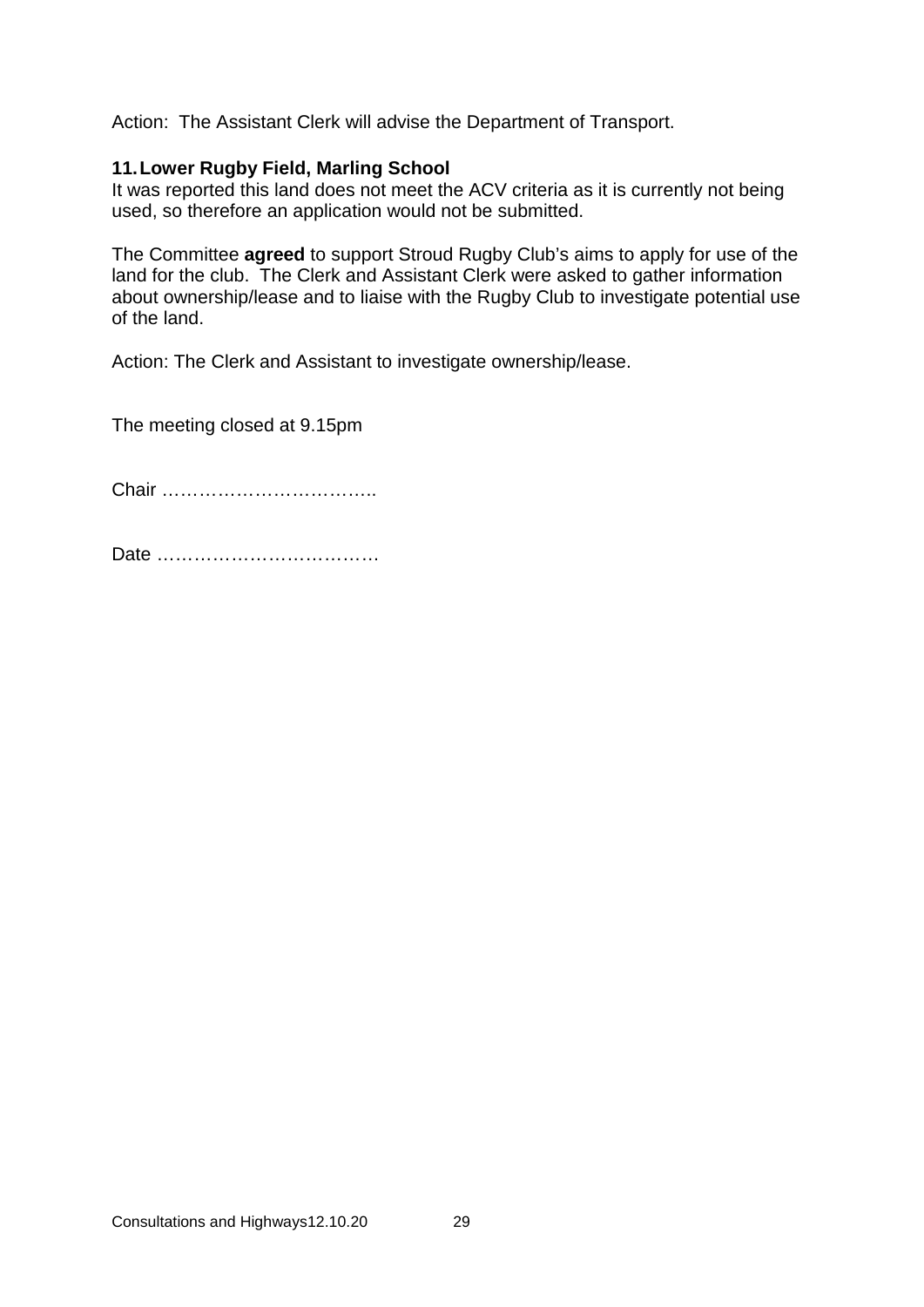Action:  The Assistant Clerk will advise the Department of Transport.

**11. Lower Rugby Field, Marling School**

It was reported this land does not meet the ACV criteria as it is currently not being used, so therefore an application would not be submitted.

The Committee **agreed** to support Stroud Rugby Club's aims to apply for use of the land for the club.  The Clerk and Assistant Clerk were asked to gather information about ownership/lease and to liaise with the Rugby Club to investigate potential use of the land.

Action: The Clerk and Assistant to investigate ownership/lease.

The meeting closed at 9.15pm

Chair ……………………………..

Date ………………………………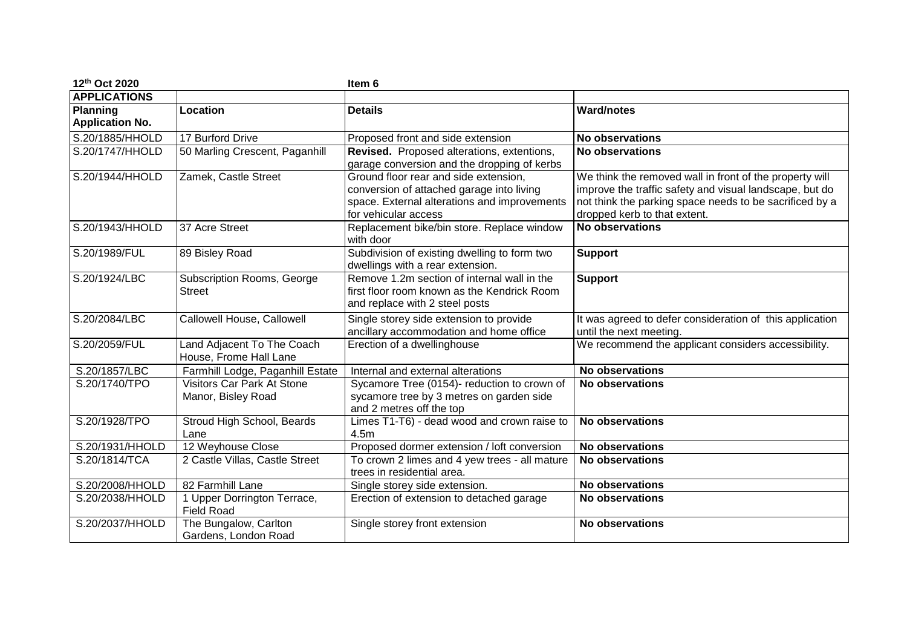| **12th Oct 2020** | | **Item 6** | |
|---|---|---|---|
| **APPLICATIONS** | | | |
| **Planning Application No.** | **Location** | **Details** | **Ward/notes** |
| S.20/1885/HHOLD | 17 Burford Drive | Proposed front and side extension | **No observations** |
| S.20/1747/HHOLD | 50 Marling Crescent, Paganhill | **Revised.** Proposed alterations, extentions, garage conversion and the dropping of kerbs | **No observations** |
| S.20/1944/HHOLD | Zamek, Castle Street | Ground floor rear and side extension, conversion of attached garage into living space. External alterations and improvements for vehicular access | We think the removed wall in front of the property will improve the traffic safety and visual landscape, but do not think the parking space needs to be sacrificed by a dropped kerb to that extent. |
| S.20/1943/HHOLD | 37 Acre Street | Replacement bike/bin store. Replace window with door | **No observations** |
| S.20/1989/FUL | 89 Bisley Road | Subdivision of existing dwelling to form two dwellings with a rear extension. | **Support** |
| S.20/1924/LBC | Subscription Rooms, George Street | Remove 1.2m section of internal wall in the first floor room known as the Kendrick Room and replace with 2 steel posts | **Support** |
| S.20/2084/LBC | Callowell House, Callowell | Single storey side extension to provide ancillary accommodation and home office | It was agreed to defer consideration of this application until the next meeting. |
| S.20/2059/FUL | Land Adjacent To The Coach House, Frome Hall Lane | Erection of a dwellinghouse | We recommend the applicant considers accessibility. |
| S.20/1857/LBC | Farmhill Lodge, Paganhill Estate | Internal and external alterations | **No observations** |
| S.20/1740/TPO | Visitors Car Park At Stone Manor, Bisley Road | Sycamore Tree (0154)- reduction to crown of sycamore tree by 3 metres on garden side and 2 metres off the top | **No observations** |
| S.20/1928/TPO | Stroud High School, Beards Lane | Limes T1-T6) - dead wood and crown raise to 4.5m | **No observations** |
| S.20/1931/HHOLD | 12 Weyhouse Close | Proposed dormer extension / loft conversion | **No observations** |
| S.20/1814/TCA | 2 Castle Villas, Castle Street | To crown 2 limes and 4 yew trees - all mature trees in residential area. | **No observations** |
| S.20/2008/HHOLD | 82 Farmhill Lane | Single storey side extension. | **No observations** |
| S.20/2038/HHOLD | 1 Upper Dorrington Terrace, Field Road | Erection of extension to detached garage | **No observations** |
| S.20/2037/HHOLD | The Bungalow, Carlton Gardens, London Road | Single storey front extension | **No observations** |